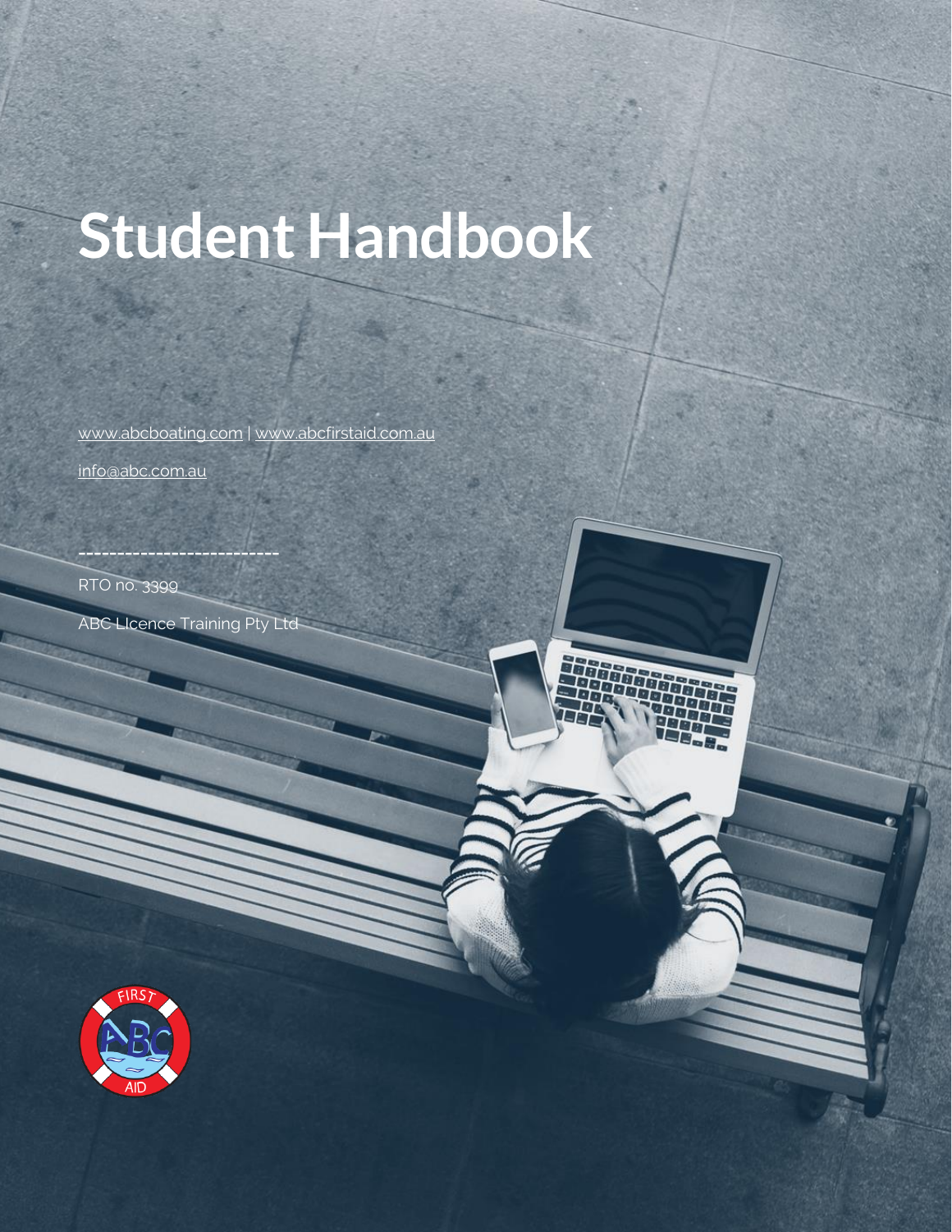# Student Handbook

www.abcboating.com | www.abcfirstaid.com.au

info@abc.com.au

---

RTO no. 3399

ABC LIcence Training Pty Ltd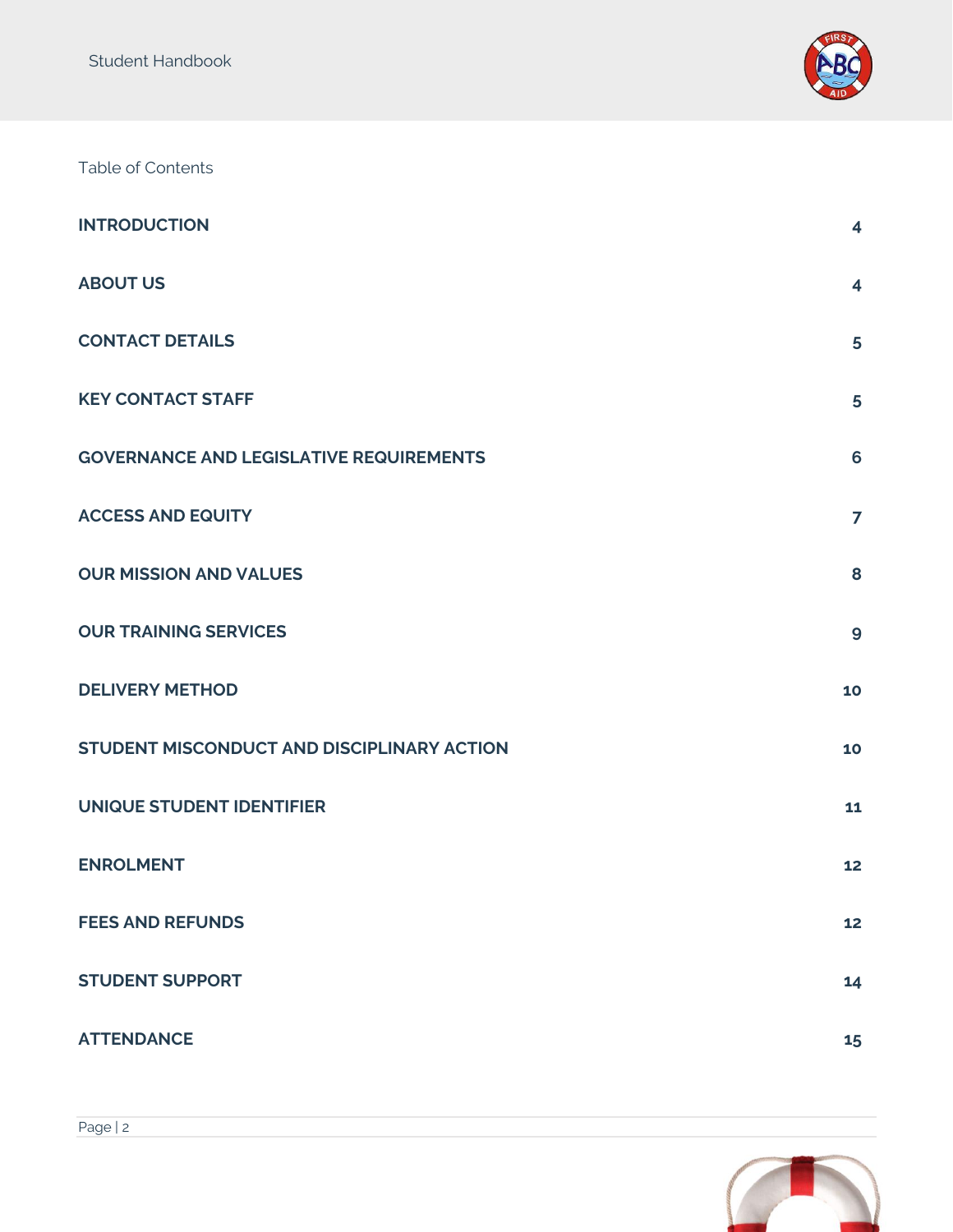Table of Contents

| | |
|---|---|
| **INTRODUCTION** | **4** |
| **ABOUT US** | **4** |
| **CONTACT DETAILS** | **5** |
| **KEY CONTACT STAFF** | **5** |
| **GOVERNANCE AND LEGISLATIVE REQUIREMENTS** | **6** |
| **ACCESS AND EQUITY** | **7** |
| **OUR MISSION AND VALUES** | **8** |
| **OUR TRAINING SERVICES** | **9** |
| **DELIVERY METHOD** | **10** |
| **STUDENT MISCONDUCT AND DISCIPLINARY ACTION** | **10** |
| **UNIQUE STUDENT IDENTIFIER** | **11** |
| **ENROLMENT** | **12** |
| **FEES AND REFUNDS** | **12** |
| **STUDENT SUPPORT** | **14** |
| **ATTENDANCE** | **15** |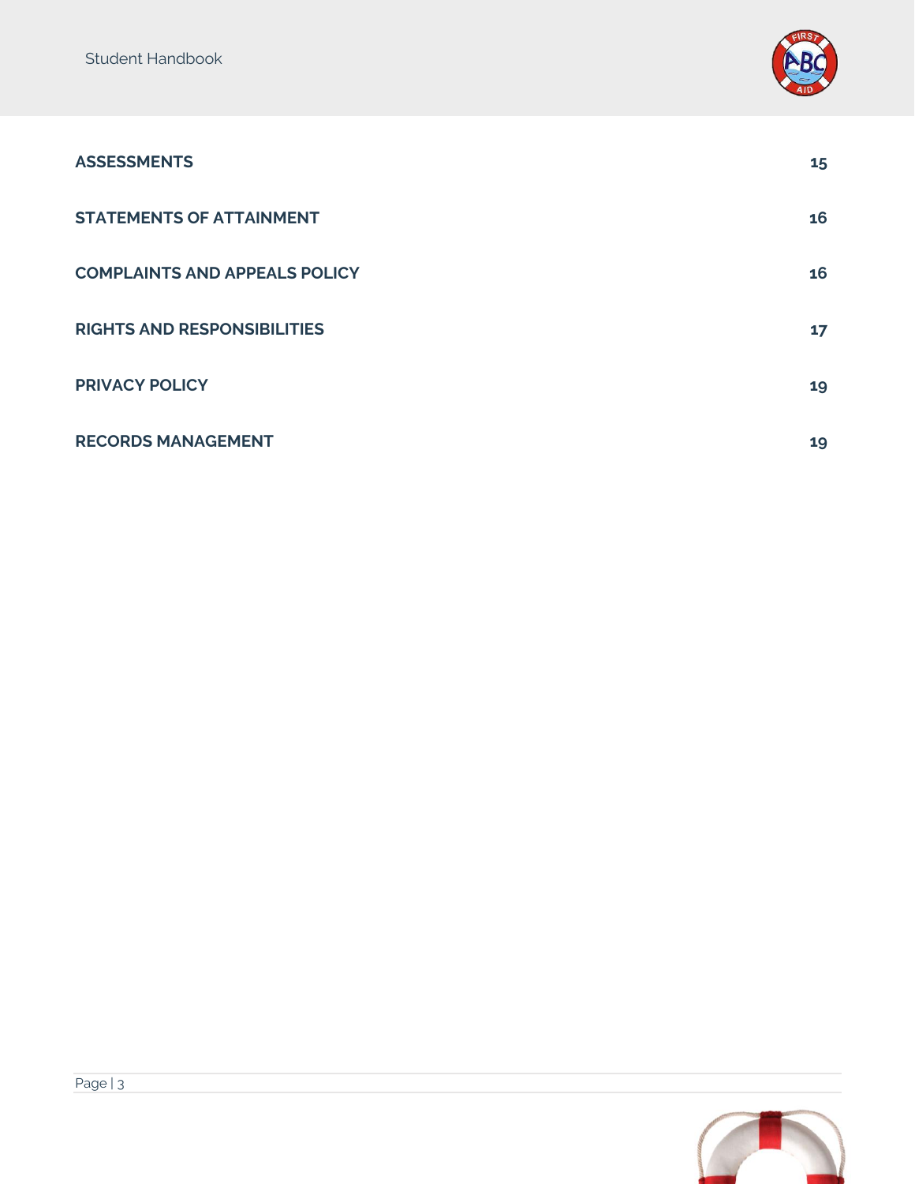| | |
|---|---|
| **ASSESSMENTS** | **15** |
| **STATEMENTS OF ATTAINMENT** | **16** |
| **COMPLAINTS AND APPEALS POLICY** | **16** |
| **RIGHTS AND RESPONSIBILITIES** | **17** |
| **PRIVACY POLICY** | **19** |
| **RECORDS MANAGEMENT** | **19** |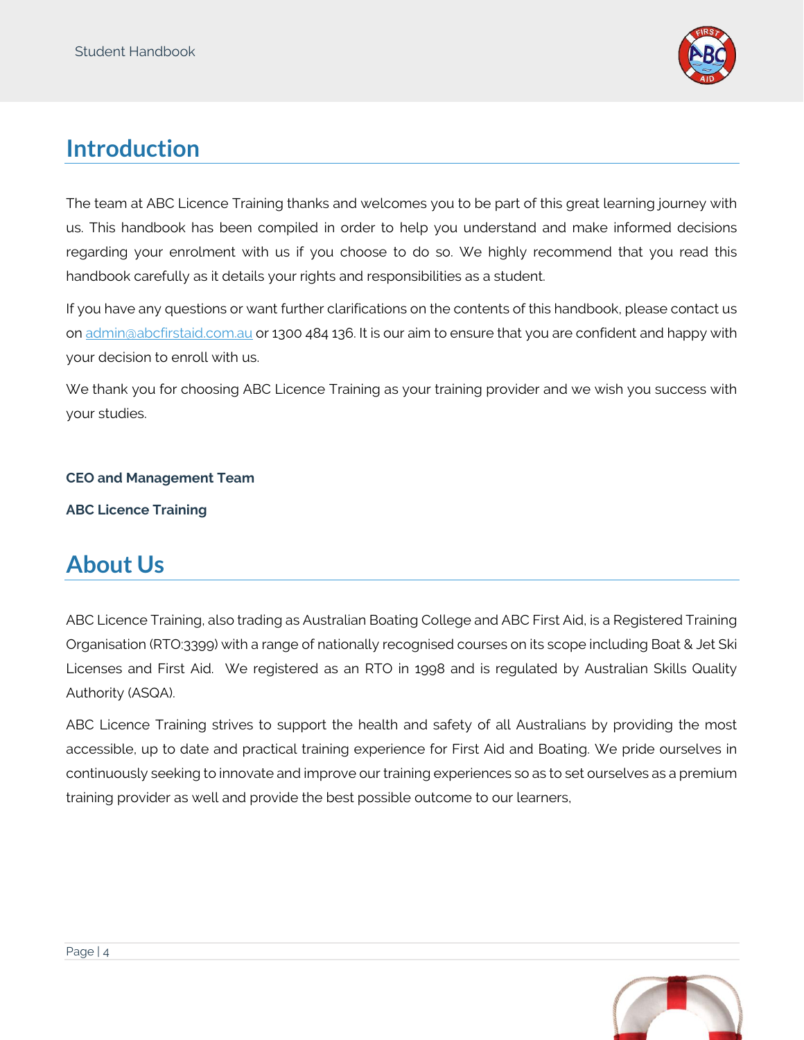## Introduction

The team at ABC Licence Training thanks and welcomes you to be part of this great learning journey with us. This handbook has been compiled in order to help you understand and make informed decisions regarding your enrolment with us if you choose to do so. We highly recommend that you read this handbook carefully as it details your rights and responsibilities as a student.

If you have any questions or want further clarifications on the contents of this handbook, please contact us on admin@abcfirstaid.com.au or 1300 484 136. It is our aim to ensure that you are confident and happy with your decision to enroll with us.

We thank you for choosing ABC Licence Training as your training provider and we wish you success with your studies.

**CEO and Management Team**

**ABC Licence Training**

## About Us

ABC Licence Training, also trading as Australian Boating College and ABC First Aid, is a Registered Training Organisation (RTO:3399) with a range of nationally recognised courses on its scope including Boat & Jet Ski Licenses and First Aid. We registered as an RTO in 1998 and is regulated by Australian Skills Quality Authority (ASQA).

ABC Licence Training strives to support the health and safety of all Australians by providing the most accessible, up to date and practical training experience for First Aid and Boating. We pride ourselves in continuously seeking to innovate and improve our training experiences so as to set ourselves as a premium training provider as well and provide the best possible outcome to our learners,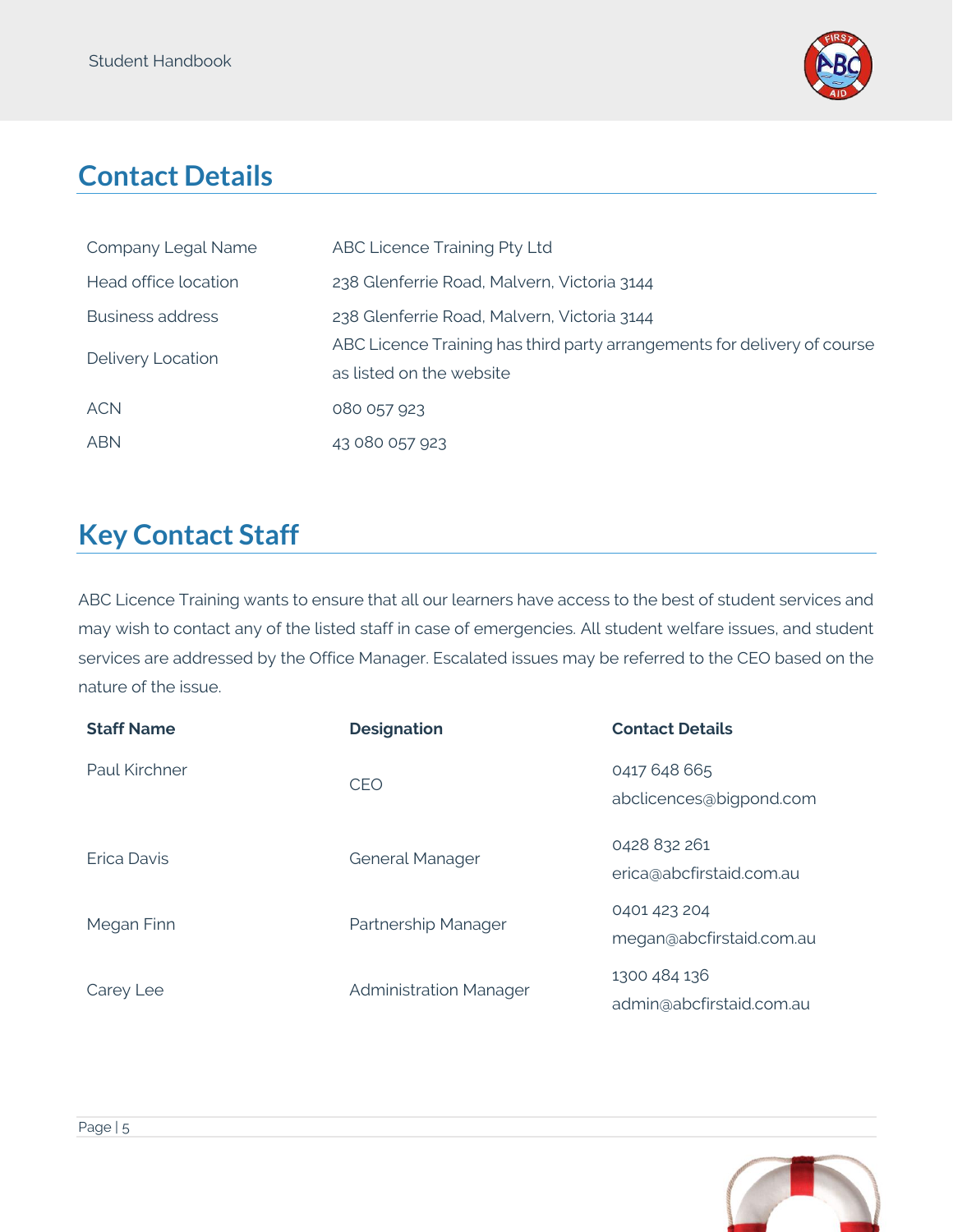## Contact Details

| | |
|---|---|
| Company Legal Name | ABC Licence Training Pty Ltd |
| Head office location | 238 Glenferrie Road, Malvern, Victoria 3144 |
| Business address | 238 Glenferrie Road, Malvern, Victoria 3144 |
| Delivery Location | ABC Licence Training has third party arrangements for delivery of course as listed on the website |
| ACN | 080 057 923 |
| ABN | 43 080 057 923 |

## Key Contact Staff

ABC Licence Training wants to ensure that all our learners have access to the best of student services and may wish to contact any of the listed staff in case of emergencies. All student welfare issues, and student services are addressed by the Office Manager. Escalated issues may be referred to the CEO based on the nature of the issue.

| **Staff Name** | **Designation** | **Contact Details** |
|---|---|---|
| Paul Kirchner | CEO | 0417 648 665<br>abclicences@bigpond.com |
| Erica Davis | General Manager | 0428 832 261<br>erica@abcfirstaid.com.au |
| Megan Finn | Partnership Manager | 0401 423 204<br>megan@abcfirstaid.com.au |
| Carey Lee | Administration Manager | 1300 484 136<br>admin@abcfirstaid.com.au |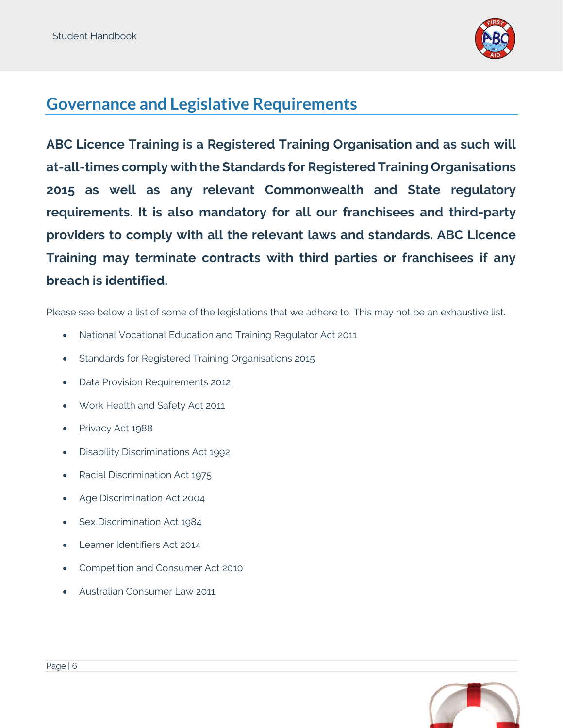## Governance and Legislative Requirements

**ABC Licence Training is a Registered Training Organisation and as such will at-all-times comply with the Standards for Registered Training Organisations 2015 as well as any relevant Commonwealth and State regulatory requirements. It is also mandatory for all our franchisees and third-party providers to comply with all the relevant laws and standards. ABC Licence Training may terminate contracts with third parties or franchisees if any breach is identified.**

Please see below a list of some of the legislations that we adhere to. This may not be an exhaustive list.

- National Vocational Education and Training Regulator Act 2011
- Standards for Registered Training Organisations 2015
- Data Provision Requirements 2012
- Work Health and Safety Act 2011
- Privacy Act 1988
- Disability Discriminations Act 1992
- Racial Discrimination Act 1975
- Age Discrimination Act 2004
- Sex Discrimination Act 1984
- Learner Identifiers Act 2014
- Competition and Consumer Act 2010
- Australian Consumer Law 2011.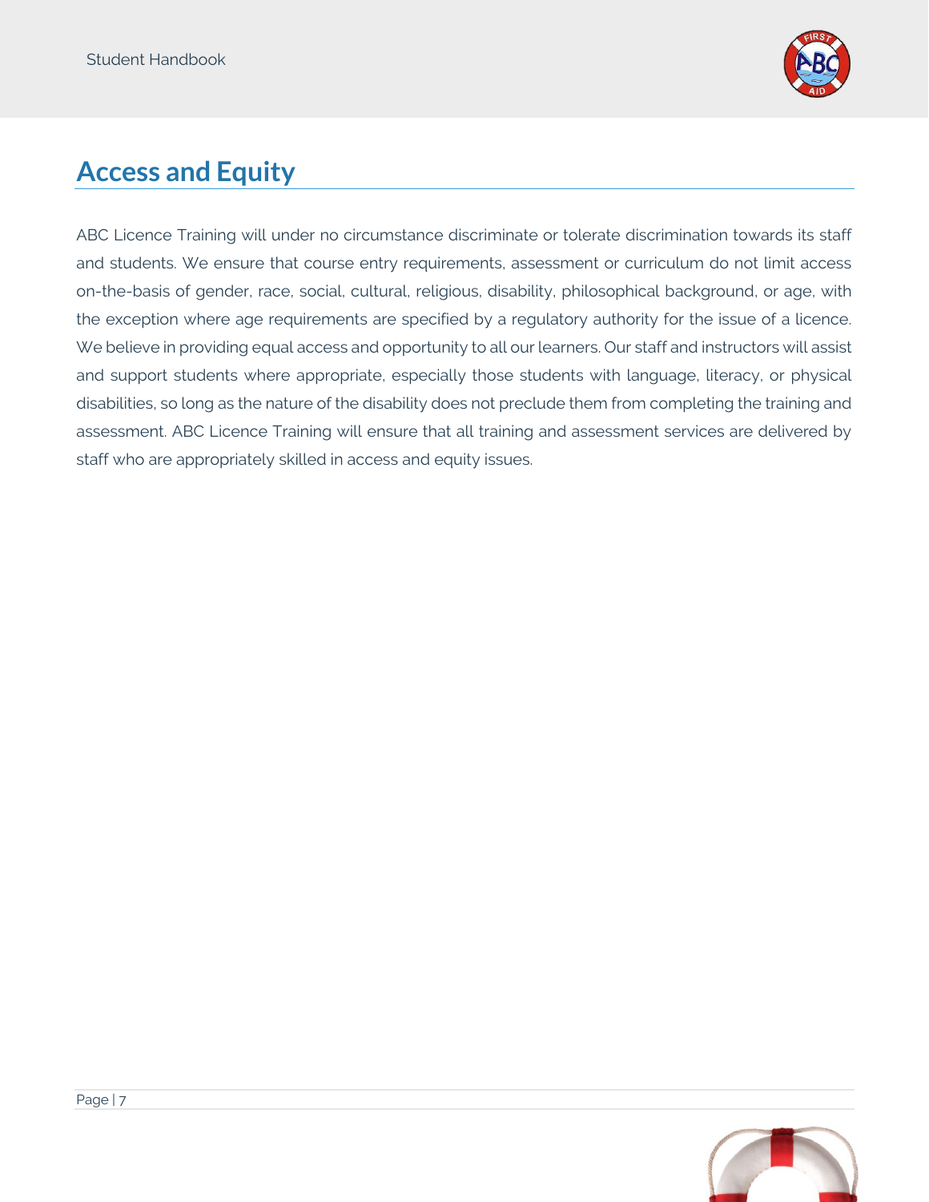# Access and Equity

ABC Licence Training will under no circumstance discriminate or tolerate discrimination towards its staff and students. We ensure that course entry requirements, assessment or curriculum do not limit access on-the-basis of gender, race, social, cultural, religious, disability, philosophical background, or age, with the exception where age requirements are specified by a regulatory authority for the issue of a licence. We believe in providing equal access and opportunity to all our learners. Our staff and instructors will assist and support students where appropriate, especially those students with language, literacy, or physical disabilities, so long as the nature of the disability does not preclude them from completing the training and assessment. ABC Licence Training will ensure that all training and assessment services are delivered by staff who are appropriately skilled in access and equity issues.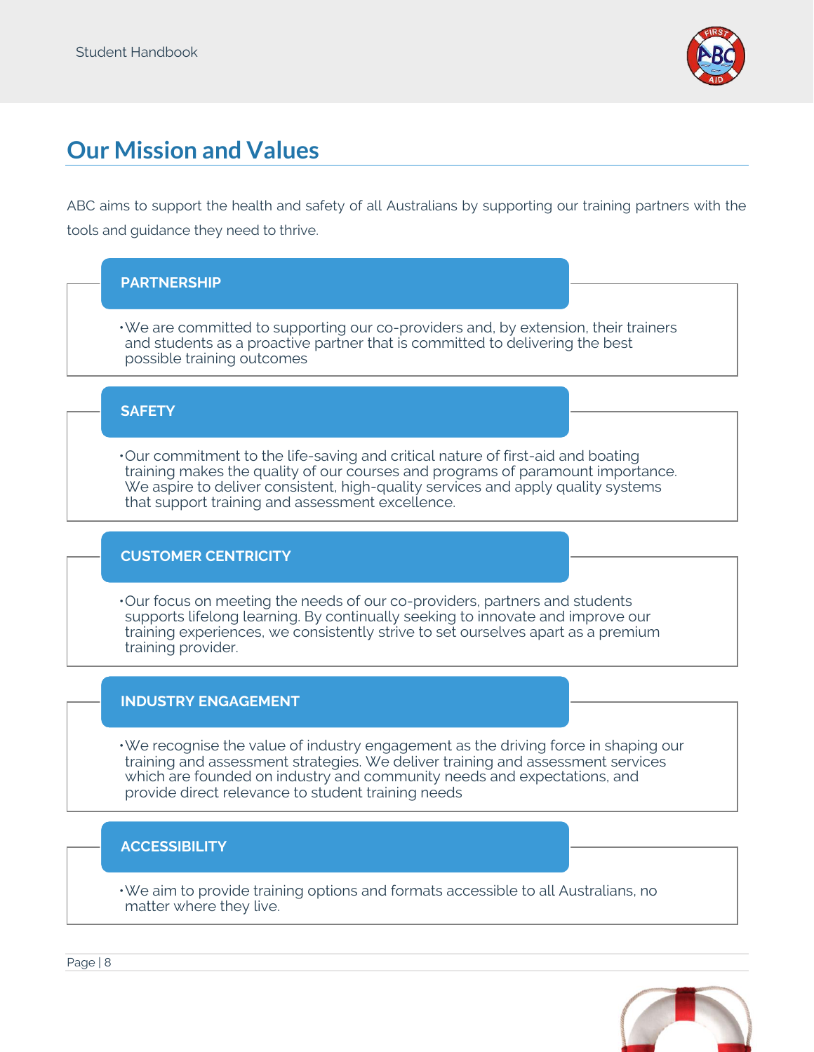# Our Mission and Values

ABC aims to support the health and safety of all Australians by supporting our training partners with the tools and guidance they need to thrive.

### PARTNERSHIP

- We are committed to supporting our co-providers and, by extension, their trainers and students as a proactive partner that is committed to delivering the best possible training outcomes

### SAFETY

- Our commitment to the life-saving and critical nature of first-aid and boating training makes the quality of our courses and programs of paramount importance. We aspire to deliver consistent, high-quality services and apply quality systems that support training and assessment excellence.

### CUSTOMER CENTRICITY

- Our focus on meeting the needs of our co-providers, partners and students supports lifelong learning. By continually seeking to innovate and improve our training experiences, we consistently strive to set ourselves apart as a premium training provider.

### INDUSTRY ENGAGEMENT

- We recognise the value of industry engagement as the driving force in shaping our training and assessment strategies. We deliver training and assessment services which are founded on industry and community needs and expectations, and provide direct relevance to student training needs

### ACCESSIBILITY

- We aim to provide training options and formats accessible to all Australians, no matter where they live.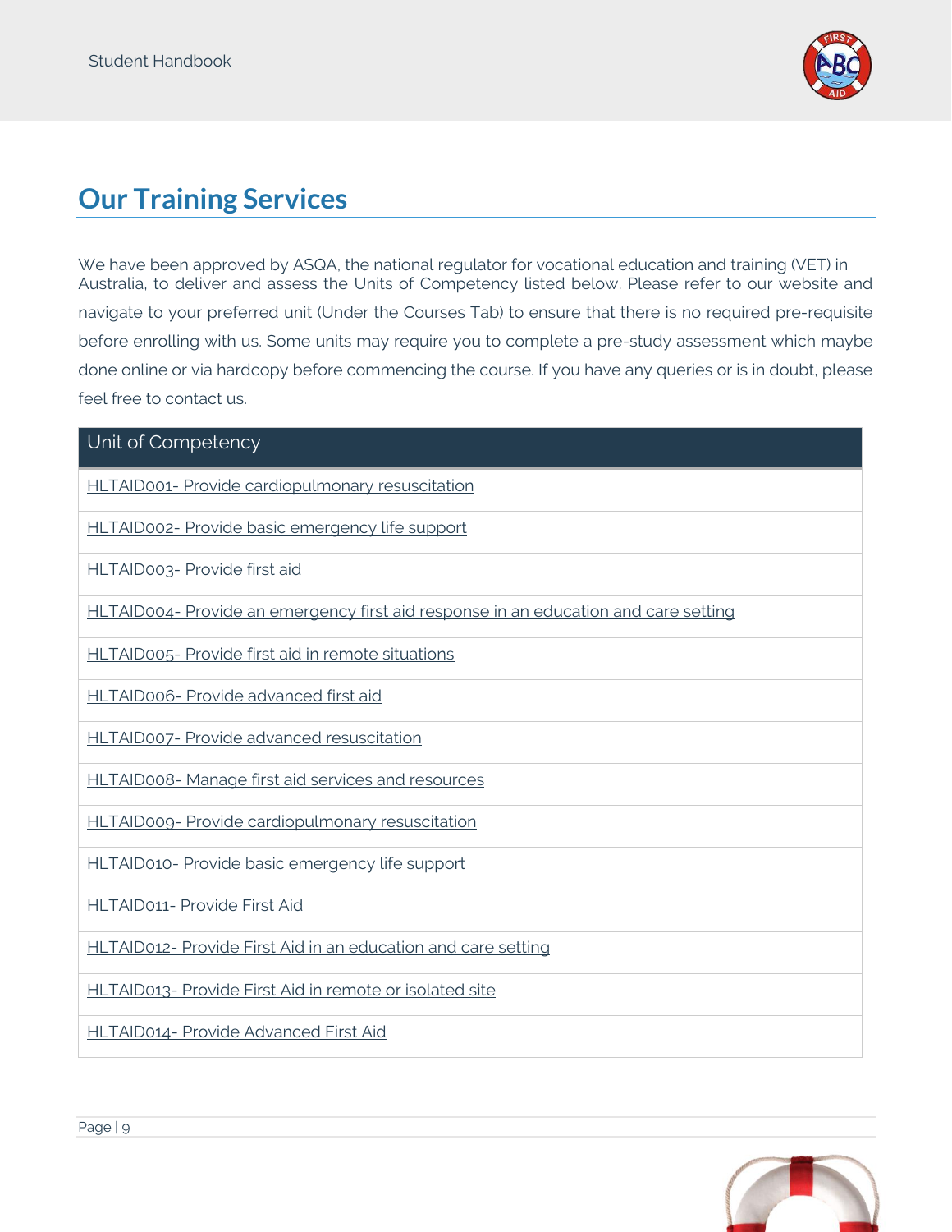## Our Training Services

We have been approved by ASQA, the national regulator for vocational education and training (VET) in Australia, to deliver and assess the Units of Competency listed below. Please refer to our website and navigate to your preferred unit (Under the Courses Tab) to ensure that there is no required pre-requisite before enrolling with us. Some units may require you to complete a pre-study assessment which maybe done online or via hardcopy before commencing the course. If you have any queries or is in doubt, please feel free to contact us.

| Unit of Competency |
| --- |
| HLTAID001- Provide cardiopulmonary resuscitation |
| HLTAID002- Provide basic emergency life support |
| HLTAID003- Provide first aid |
| HLTAID004- Provide an emergency first aid response in an education and care setting |
| HLTAID005- Provide first aid in remote situations |
| HLTAID006- Provide advanced first aid |
| HLTAID007- Provide advanced resuscitation |
| HLTAID008- Manage first aid services and resources |
| HLTAID009- Provide cardiopulmonary resuscitation |
| HLTAID010- Provide basic emergency life support |
| HLTAID011- Provide First Aid |
| HLTAID012- Provide First Aid in an education and care setting |
| HLTAID013- Provide First Aid in remote or isolated site |
| HLTAID014- Provide Advanced First Aid |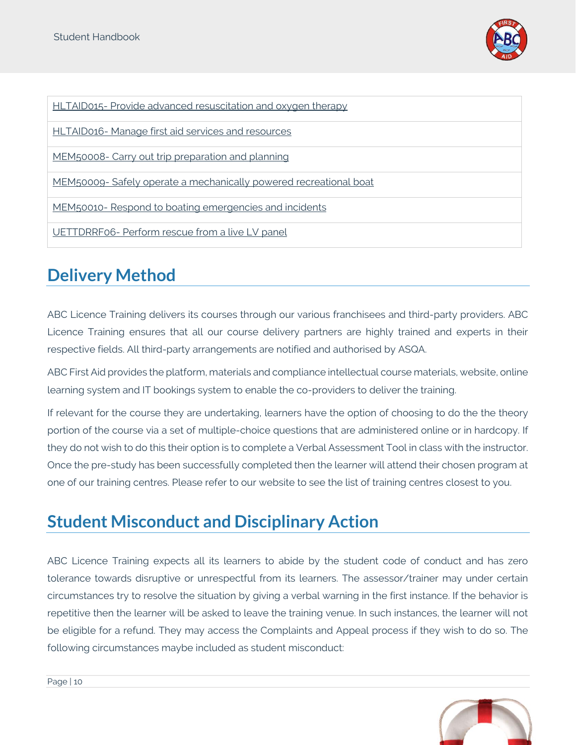| |
|---|
| HLTAID015- Provide advanced resuscitation and oxygen therapy |
| HLTAID016- Manage first aid services and resources |
| MEM50008- Carry out trip preparation and planning |
| MEM50009- Safely operate a mechanically powered recreational boat |
| MEM50010- Respond to boating emergencies and incidents |
| UETTDRRF06- Perform rescue from a live LV panel |

## Delivery Method

ABC Licence Training delivers its courses through our various franchisees and third-party providers. ABC Licence Training ensures that all our course delivery partners are highly trained and experts in their respective fields. All third-party arrangements are notified and authorised by ASQA.

ABC First Aid provides the platform, materials and compliance intellectual course materials, website, online learning system and IT bookings system to enable the co-providers to deliver the training.

If relevant for the course they are undertaking, learners have the option of choosing to do the the theory portion of the course via a set of multiple-choice questions that are administered online or in hardcopy. If they do not wish to do this their option is to complete a Verbal Assessment Tool in class with the instructor. Once the pre-study has been successfully completed then the learner will attend their chosen program at one of our training centres. Please refer to our website to see the list of training centres closest to you.

## Student Misconduct and Disciplinary Action

ABC Licence Training expects all its learners to abide by the student code of conduct and has zero tolerance towards disruptive or unrespectful from its learners. The assessor/trainer may under certain circumstances try to resolve the situation by giving a verbal warning in the first instance. If the behavior is repetitive then the learner will be asked to leave the training venue. In such instances, the learner will not be eligible for a refund. They may access the Complaints and Appeal process if they wish to do so. The following circumstances maybe included as student misconduct: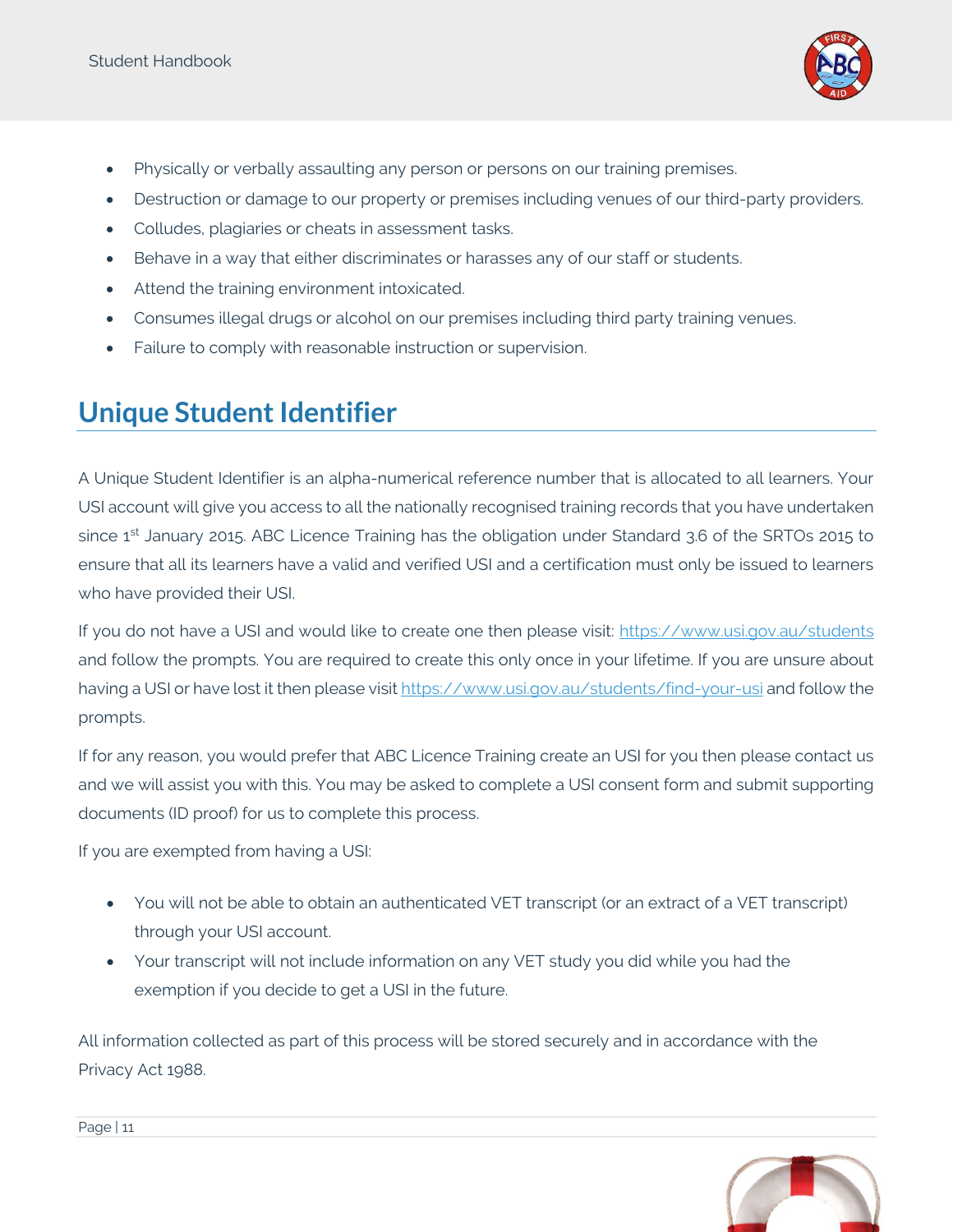- Physically or verbally assaulting any person or persons on our training premises.
- Destruction or damage to our property or premises including venues of our third-party providers.
- Colludes, plagiaries or cheats in assessment tasks.
- Behave in a way that either discriminates or harasses any of our staff or students.
- Attend the training environment intoxicated.
- Consumes illegal drugs or alcohol on our premises including third party training venues.
- Failure to comply with reasonable instruction or supervision.

## Unique Student Identifier

A Unique Student Identifier is an alpha-numerical reference number that is allocated to all learners. Your USI account will give you access to all the nationally recognised training records that you have undertaken since 1st January 2015. ABC Licence Training has the obligation under Standard 3.6 of the SRTOs 2015 to ensure that all its learners have a valid and verified USI and a certification must only be issued to learners who have provided their USI.

If you do not have a USI and would like to create one then please visit: https://www.usi.gov.au/students and follow the prompts. You are required to create this only once in your lifetime. If you are unsure about having a USI or have lost it then please visit https://www.usi.gov.au/students/find-your-usi and follow the prompts.

If for any reason, you would prefer that ABC Licence Training create an USI for you then please contact us and we will assist you with this. You may be asked to complete a USI consent form and submit supporting documents (ID proof) for us to complete this process.

If you are exempted from having a USI:

- You will not be able to obtain an authenticated VET transcript (or an extract of a VET transcript) through your USI account.
- Your transcript will not include information on any VET study you did while you had the exemption if you decide to get a USI in the future.

All information collected as part of this process will be stored securely and in accordance with the Privacy Act 1988.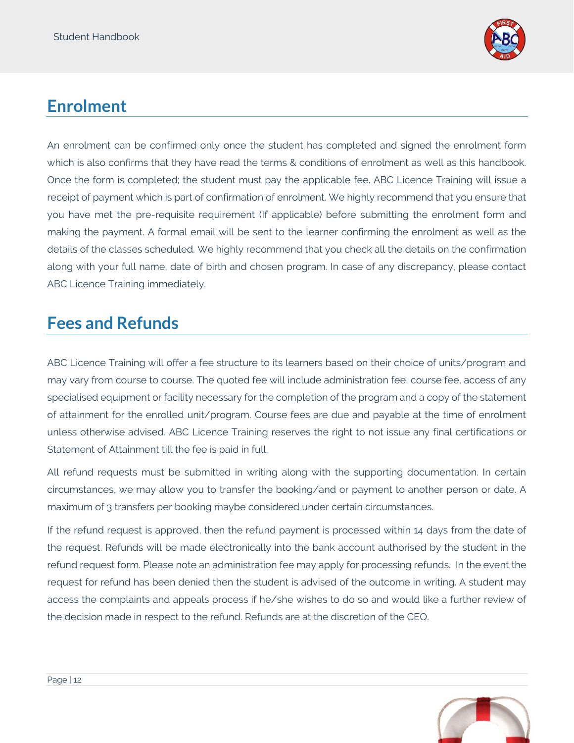## Enrolment

An enrolment can be confirmed only once the student has completed and signed the enrolment form which is also confirms that they have read the terms & conditions of enrolment as well as this handbook. Once the form is completed; the student must pay the applicable fee. ABC Licence Training will issue a receipt of payment which is part of confirmation of enrolment. We highly recommend that you ensure that you have met the pre-requisite requirement (If applicable) before submitting the enrolment form and making the payment. A formal email will be sent to the learner confirming the enrolment as well as the details of the classes scheduled. We highly recommend that you check all the details on the confirmation along with your full name, date of birth and chosen program. In case of any discrepancy, please contact ABC Licence Training immediately.

## Fees and Refunds

ABC Licence Training will offer a fee structure to its learners based on their choice of units/program and may vary from course to course. The quoted fee will include administration fee, course fee, access of any specialised equipment or facility necessary for the completion of the program and a copy of the statement of attainment for the enrolled unit/program. Course fees are due and payable at the time of enrolment unless otherwise advised. ABC Licence Training reserves the right to not issue any final certifications or Statement of Attainment till the fee is paid in full.

All refund requests must be submitted in writing along with the supporting documentation. In certain circumstances, we may allow you to transfer the booking/and or payment to another person or date. A maximum of 3 transfers per booking maybe considered under certain circumstances.

If the refund request is approved, then the refund payment is processed within 14 days from the date of the request. Refunds will be made electronically into the bank account authorised by the student in the refund request form. Please note an administration fee may apply for processing refunds. In the event the request for refund has been denied then the student is advised of the outcome in writing. A student may access the complaints and appeals process if he/she wishes to do so and would like a further review of the decision made in respect to the refund. Refunds are at the discretion of the CEO.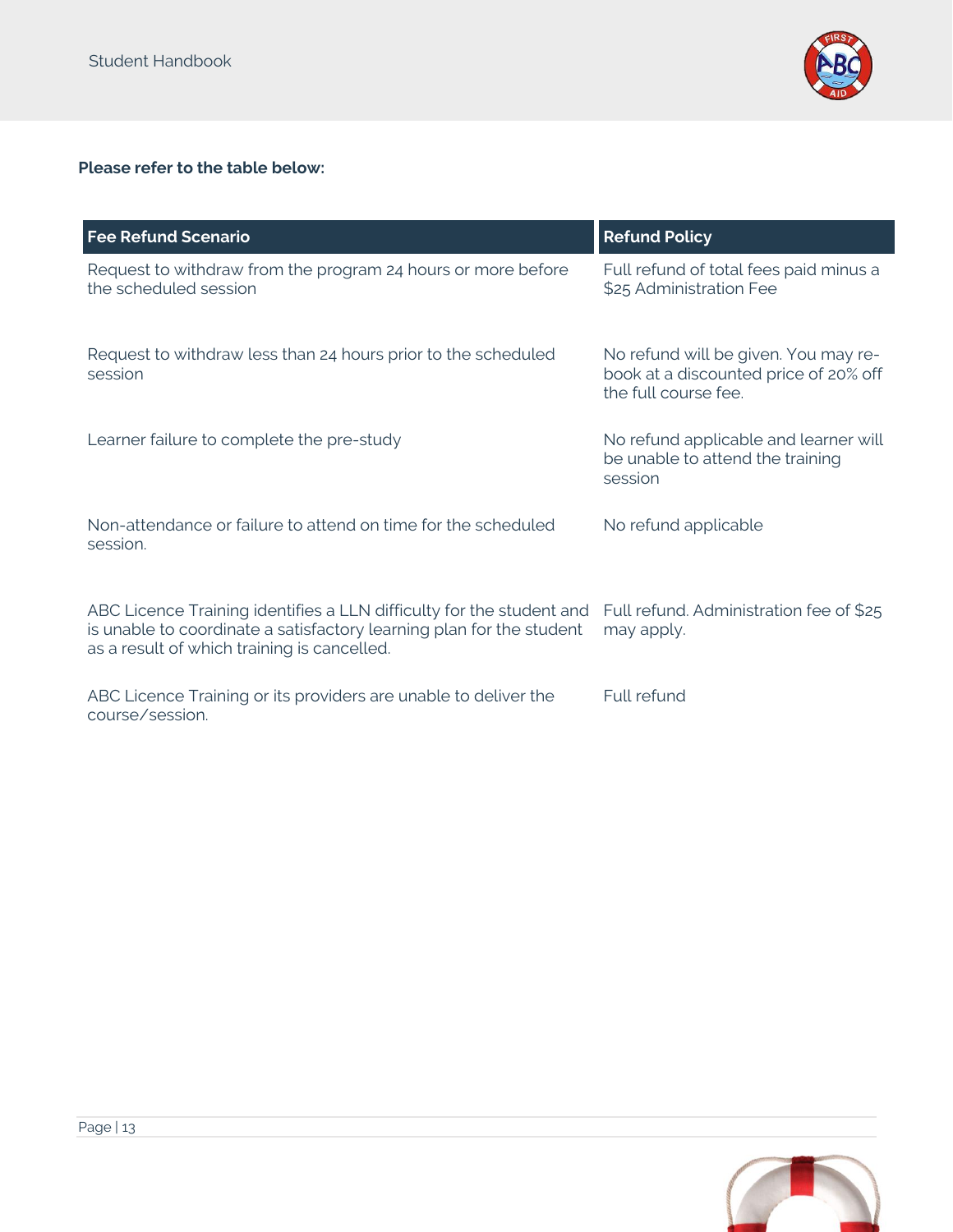**Please refer to the table below:**

| Fee Refund Scenario | Refund Policy |
| --- | --- |
| Request to withdraw from the program 24 hours or more before the scheduled session | Full refund of total fees paid minus a $25 Administration Fee |
| Request to withdraw less than 24 hours prior to the scheduled session | No refund will be given. You may re-book at a discounted price of 20% off the full course fee. |
| Learner failure to complete the pre-study | No refund applicable and learner will be unable to attend the training session |
| Non-attendance or failure to attend on time for the scheduled session. | No refund applicable |
| ABC Licence Training identifies a LLN difficulty for the student and is unable to coordinate a satisfactory learning plan for the student as a result of which training is cancelled. | Full refund. Administration fee of $25 may apply. |
| ABC Licence Training or its providers are unable to deliver the course/session. | Full refund |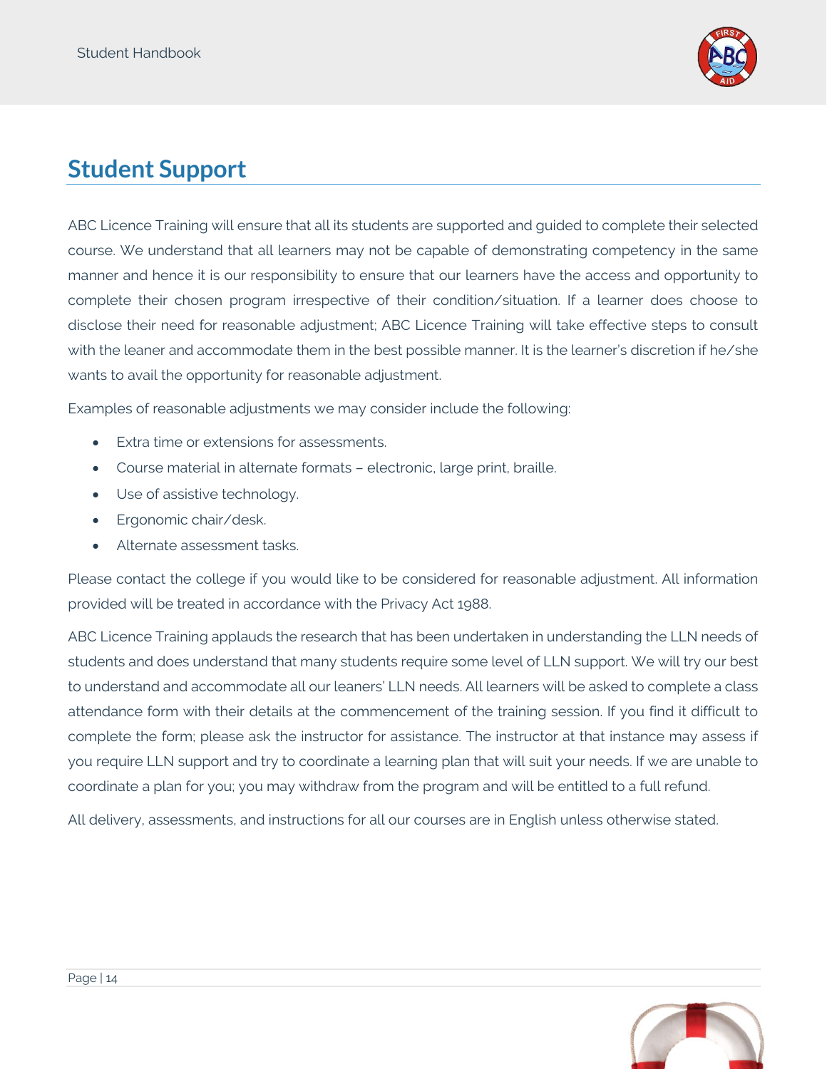## Student Support

ABC Licence Training will ensure that all its students are supported and guided to complete their selected course. We understand that all learners may not be capable of demonstrating competency in the same manner and hence it is our responsibility to ensure that our learners have the access and opportunity to complete their chosen program irrespective of their condition/situation. If a learner does choose to disclose their need for reasonable adjustment; ABC Licence Training will take effective steps to consult with the leaner and accommodate them in the best possible manner. It is the learner's discretion if he/she wants to avail the opportunity for reasonable adjustment.

Examples of reasonable adjustments we may consider include the following:

- Extra time or extensions for assessments.
- Course material in alternate formats – electronic, large print, braille.
- Use of assistive technology.
- Ergonomic chair/desk.
- Alternate assessment tasks.

Please contact the college if you would like to be considered for reasonable adjustment. All information provided will be treated in accordance with the Privacy Act 1988.

ABC Licence Training applauds the research that has been undertaken in understanding the LLN needs of students and does understand that many students require some level of LLN support. We will try our best to understand and accommodate all our leaners' LLN needs. All learners will be asked to complete a class attendance form with their details at the commencement of the training session. If you find it difficult to complete the form; please ask the instructor for assistance. The instructor at that instance may assess if you require LLN support and try to coordinate a learning plan that will suit your needs. If we are unable to coordinate a plan for you; you may withdraw from the program and will be entitled to a full refund.

All delivery, assessments, and instructions for all our courses are in English unless otherwise stated.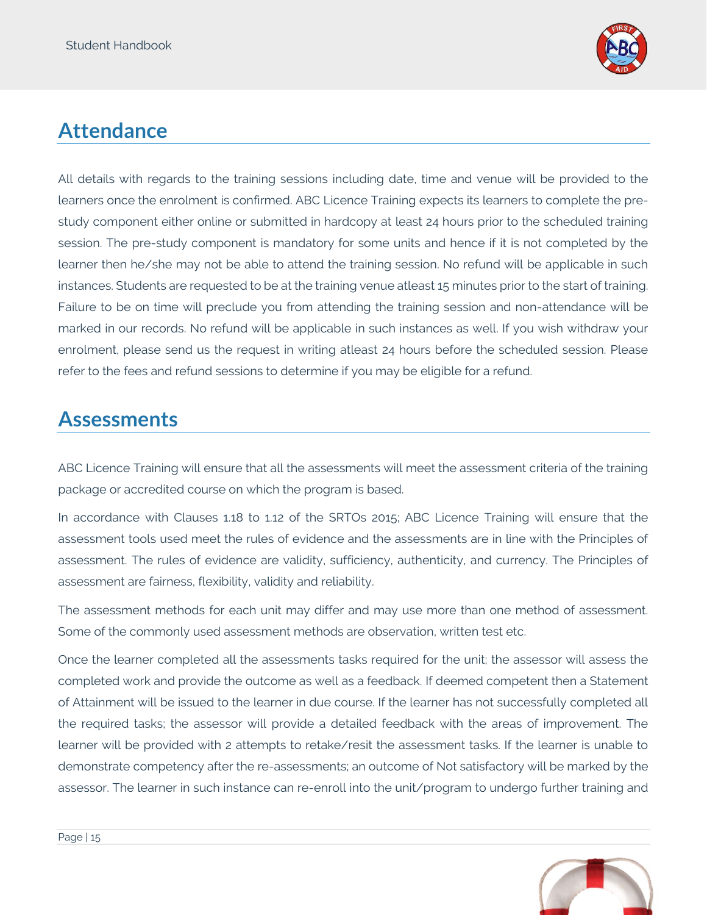## Attendance

All details with regards to the training sessions including date, time and venue will be provided to the learners once the enrolment is confirmed. ABC Licence Training expects its learners to complete the pre-study component either online or submitted in hardcopy at least 24 hours prior to the scheduled training session. The pre-study component is mandatory for some units and hence if it is not completed by the learner then he/she may not be able to attend the training session. No refund will be applicable in such instances. Students are requested to be at the training venue atleast 15 minutes prior to the start of training. Failure to be on time will preclude you from attending the training session and non-attendance will be marked in our records. No refund will be applicable in such instances as well. If you wish withdraw your enrolment, please send us the request in writing atleast 24 hours before the scheduled session. Please refer to the fees and refund sessions to determine if you may be eligible for a refund.

## Assessments

ABC Licence Training will ensure that all the assessments will meet the assessment criteria of the training package or accredited course on which the program is based.

In accordance with Clauses 1.18 to 1.12 of the SRTOs 2015; ABC Licence Training will ensure that the assessment tools used meet the rules of evidence and the assessments are in line with the Principles of assessment. The rules of evidence are validity, sufficiency, authenticity, and currency. The Principles of assessment are fairness, flexibility, validity and reliability.

The assessment methods for each unit may differ and may use more than one method of assessment. Some of the commonly used assessment methods are observation, written test etc.

Once the learner completed all the assessments tasks required for the unit; the assessor will assess the completed work and provide the outcome as well as a feedback. If deemed competent then a Statement of Attainment will be issued to the learner in due course. If the learner has not successfully completed all the required tasks; the assessor will provide a detailed feedback with the areas of improvement. The learner will be provided with 2 attempts to retake/resit the assessment tasks. If the learner is unable to demonstrate competency after the re-assessments; an outcome of Not satisfactory will be marked by the assessor. The learner in such instance can re-enroll into the unit/program to undergo further training and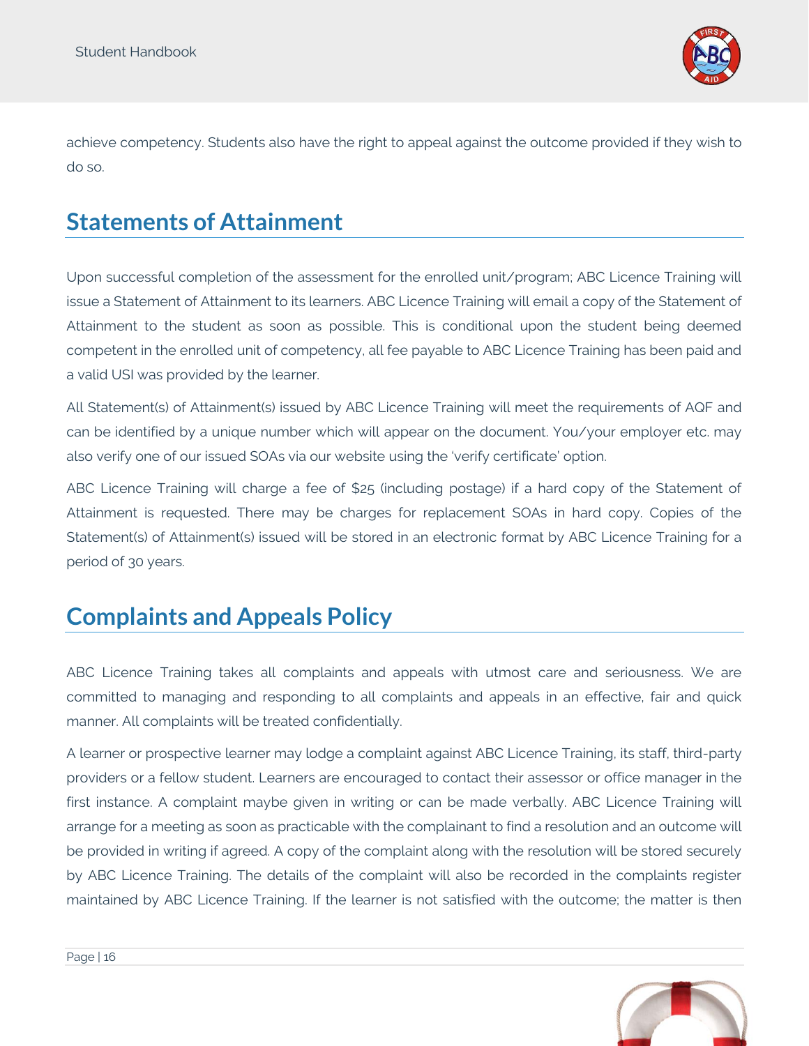achieve competency. Students also have the right to appeal against the outcome provided if they wish to do so.

## Statements of Attainment

Upon successful completion of the assessment for the enrolled unit/program; ABC Licence Training will issue a Statement of Attainment to its learners. ABC Licence Training will email a copy of the Statement of Attainment to the student as soon as possible. This is conditional upon the student being deemed competent in the enrolled unit of competency, all fee payable to ABC Licence Training has been paid and a valid USI was provided by the learner.

All Statement(s) of Attainment(s) issued by ABC Licence Training will meet the requirements of AQF and can be identified by a unique number which will appear on the document. You/your employer etc. may also verify one of our issued SOAs via our website using the 'verify certificate' option.

ABC Licence Training will charge a fee of $25 (including postage) if a hard copy of the Statement of Attainment is requested. There may be charges for replacement SOAs in hard copy. Copies of the Statement(s) of Attainment(s) issued will be stored in an electronic format by ABC Licence Training for a period of 30 years.

## Complaints and Appeals Policy

ABC Licence Training takes all complaints and appeals with utmost care and seriousness. We are committed to managing and responding to all complaints and appeals in an effective, fair and quick manner. All complaints will be treated confidentially.

A learner or prospective learner may lodge a complaint against ABC Licence Training, its staff, third-party providers or a fellow student. Learners are encouraged to contact their assessor or office manager in the first instance. A complaint maybe given in writing or can be made verbally. ABC Licence Training will arrange for a meeting as soon as practicable with the complainant to find a resolution and an outcome will be provided in writing if agreed. A copy of the complaint along with the resolution will be stored securely by ABC Licence Training. The details of the complaint will also be recorded in the complaints register maintained by ABC Licence Training. If the learner is not satisfied with the outcome; the matter is then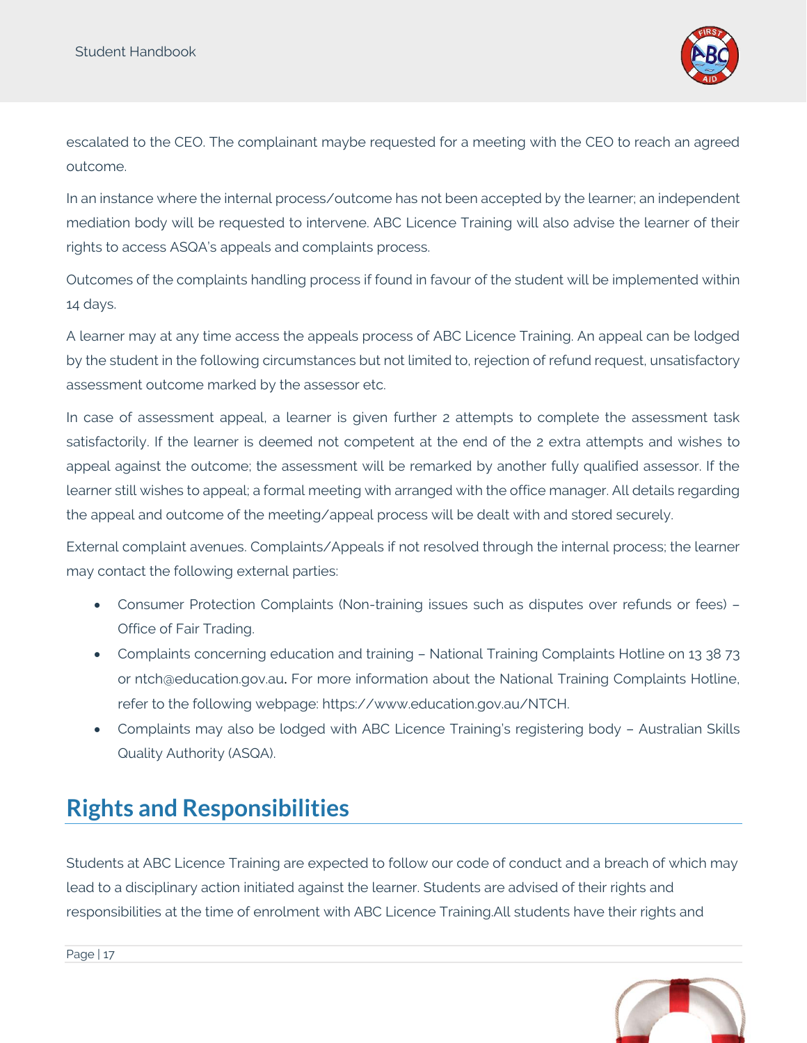escalated to the CEO. The complainant maybe requested for a meeting with the CEO to reach an agreed outcome.

In an instance where the internal process/outcome has not been accepted by the learner; an independent mediation body will be requested to intervene. ABC Licence Training will also advise the learner of their rights to access ASQA's appeals and complaints process.

Outcomes of the complaints handling process if found in favour of the student will be implemented within 14 days.

A learner may at any time access the appeals process of ABC Licence Training. An appeal can be lodged by the student in the following circumstances but not limited to, rejection of refund request, unsatisfactory assessment outcome marked by the assessor etc.

In case of assessment appeal, a learner is given further 2 attempts to complete the assessment task satisfactorily. If the learner is deemed not competent at the end of the 2 extra attempts and wishes to appeal against the outcome; the assessment will be remarked by another fully qualified assessor. If the learner still wishes to appeal; a formal meeting with arranged with the office manager. All details regarding the appeal and outcome of the meeting/appeal process will be dealt with and stored securely.

External complaint avenues. Complaints/Appeals if not resolved through the internal process; the learner may contact the following external parties:

- Consumer Protection Complaints (Non-training issues such as disputes over refunds or fees) – Office of Fair Trading.
- Complaints concerning education and training – National Training Complaints Hotline on 13 38 73 or ntch@education.gov.au. For more information about the National Training Complaints Hotline, refer to the following webpage: https://www.education.gov.au/NTCH.
- Complaints may also be lodged with ABC Licence Training's registering body – Australian Skills Quality Authority (ASQA).

## Rights and Responsibilities

Students at ABC Licence Training are expected to follow our code of conduct and a breach of which may lead to a disciplinary action initiated against the learner. Students are advised of their rights and responsibilities at the time of enrolment with ABC Licence Training.All students have their rights and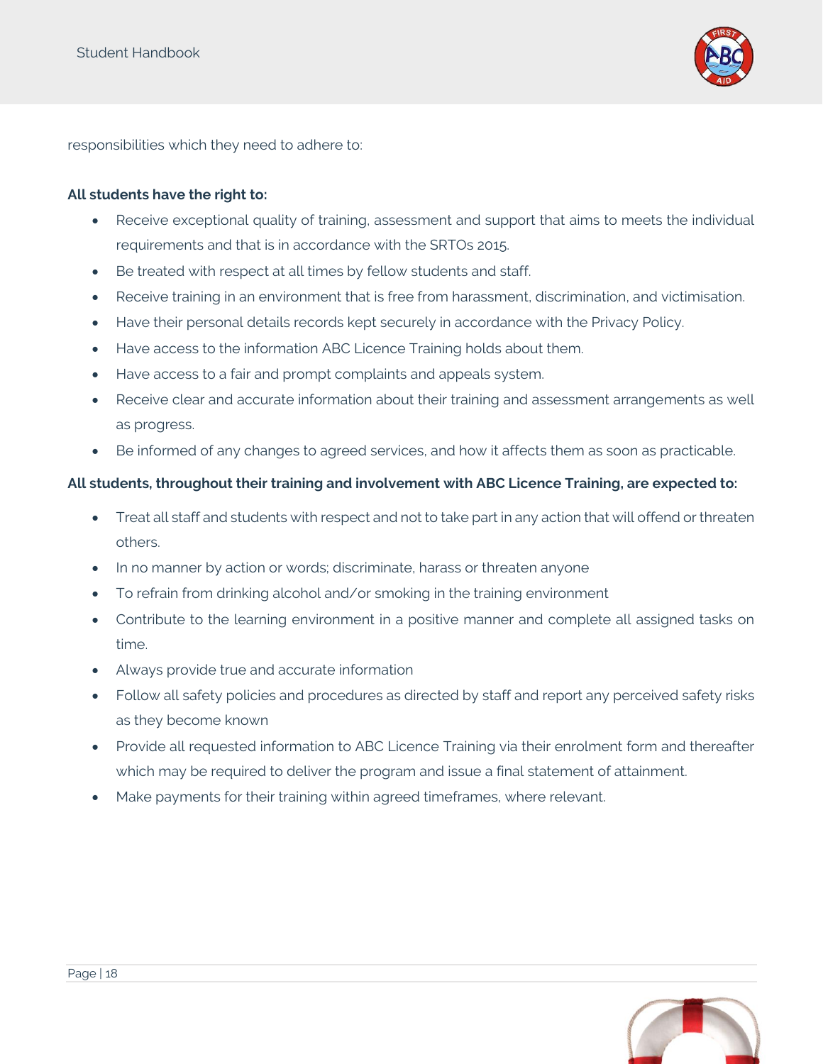responsibilities which they need to adhere to:

**All students have the right to:**

- Receive exceptional quality of training, assessment and support that aims to meets the individual requirements and that is in accordance with the SRTOs 2015.
- Be treated with respect at all times by fellow students and staff.
- Receive training in an environment that is free from harassment, discrimination, and victimisation.
- Have their personal details records kept securely in accordance with the Privacy Policy.
- Have access to the information ABC Licence Training holds about them.
- Have access to a fair and prompt complaints and appeals system.
- Receive clear and accurate information about their training and assessment arrangements as well as progress.
- Be informed of any changes to agreed services, and how it affects them as soon as practicable.

**All students, throughout their training and involvement with ABC Licence Training, are expected to:**

- Treat all staff and students with respect and not to take part in any action that will offend or threaten others.
- In no manner by action or words; discriminate, harass or threaten anyone
- To refrain from drinking alcohol and/or smoking in the training environment
- Contribute to the learning environment in a positive manner and complete all assigned tasks on time.
- Always provide true and accurate information
- Follow all safety policies and procedures as directed by staff and report any perceived safety risks as they become known
- Provide all requested information to ABC Licence Training via their enrolment form and thereafter which may be required to deliver the program and issue a final statement of attainment.
- Make payments for their training within agreed timeframes, where relevant.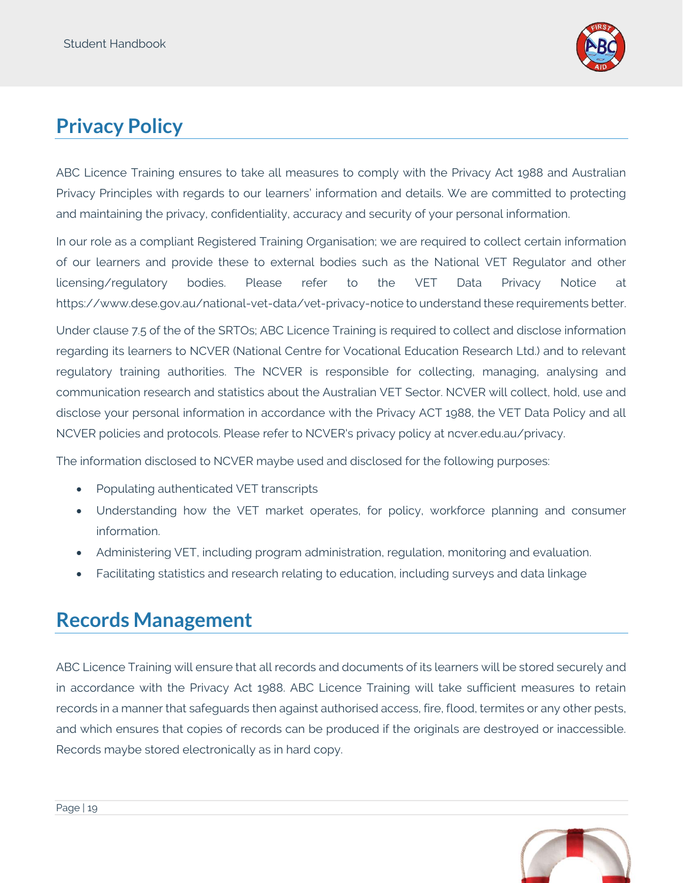## Privacy Policy

ABC Licence Training ensures to take all measures to comply with the Privacy Act 1988 and Australian Privacy Principles with regards to our learners' information and details. We are committed to protecting and maintaining the privacy, confidentiality, accuracy and security of your personal information.

In our role as a compliant Registered Training Organisation; we are required to collect certain information of our learners and provide these to external bodies such as the National VET Regulator and other licensing/regulatory bodies. Please refer to the VET Data Privacy Notice at https://www.dese.gov.au/national-vet-data/vet-privacy-notice to understand these requirements better.

Under clause 7.5 of the of the SRTOs; ABC Licence Training is required to collect and disclose information regarding its learners to NCVER (National Centre for Vocational Education Research Ltd.) and to relevant regulatory training authorities. The NCVER is responsible for collecting, managing, analysing and communication research and statistics about the Australian VET Sector. NCVER will collect, hold, use and disclose your personal information in accordance with the Privacy ACT 1988, the VET Data Policy and all NCVER policies and protocols. Please refer to NCVER's privacy policy at ncver.edu.au/privacy.

The information disclosed to NCVER maybe used and disclosed for the following purposes:

- Populating authenticated VET transcripts
- Understanding how the VET market operates, for policy, workforce planning and consumer information.
- Administering VET, including program administration, regulation, monitoring and evaluation.
- Facilitating statistics and research relating to education, including surveys and data linkage

## Records Management

ABC Licence Training will ensure that all records and documents of its learners will be stored securely and in accordance with the Privacy Act 1988. ABC Licence Training will take sufficient measures to retain records in a manner that safeguards then against authorised access, fire, flood, termites or any other pests, and which ensures that copies of records can be produced if the originals are destroyed or inaccessible. Records maybe stored electronically as in hard copy.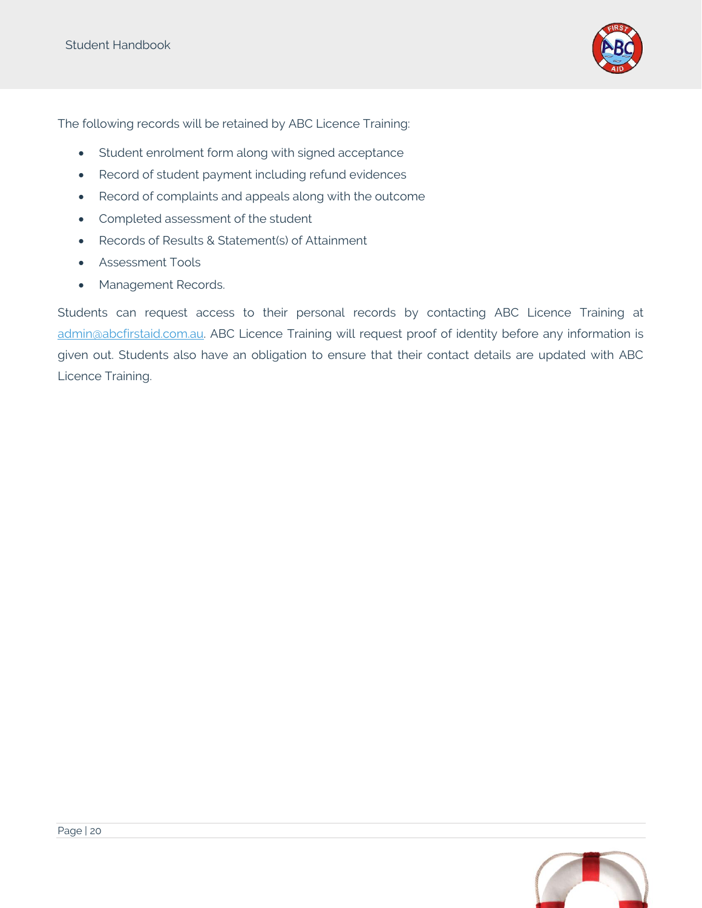The following records will be retained by ABC Licence Training:

- Student enrolment form along with signed acceptance
- Record of student payment including refund evidences
- Record of complaints and appeals along with the outcome
- Completed assessment of the student
- Records of Results & Statement(s) of Attainment
- Assessment Tools
- Management Records.

Students can request access to their personal records by contacting ABC Licence Training at admin@abcfirstaid.com.au. ABC Licence Training will request proof of identity before any information is given out. Students also have an obligation to ensure that their contact details are updated with ABC Licence Training.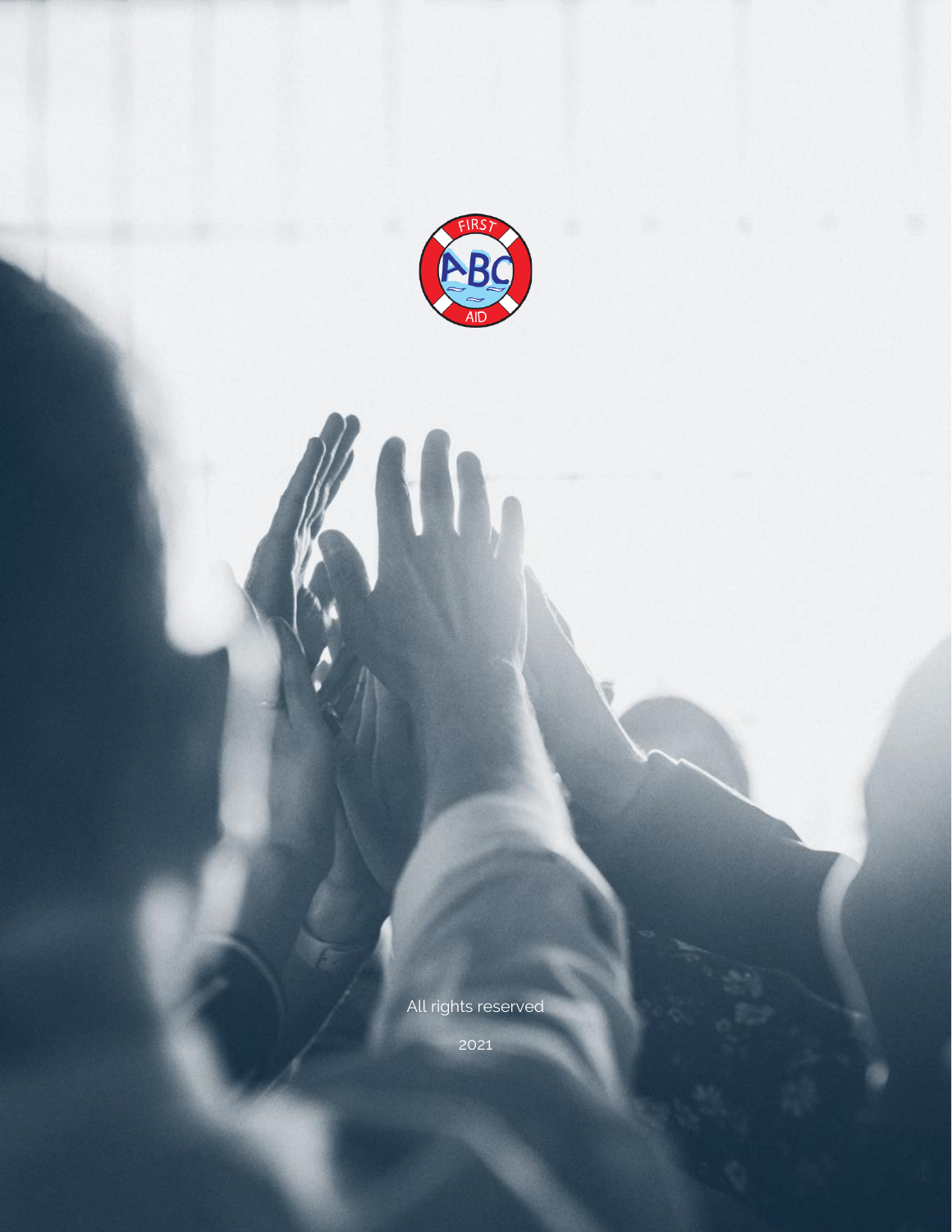All rights reserved

2021